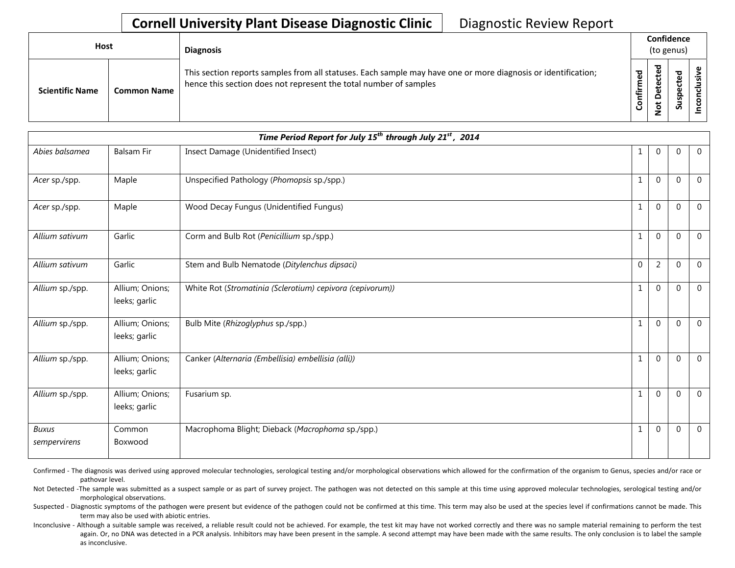# Cornell University Plant Disease Diagnostic Clinic — Diagnostic Review Report

| Host | | Diagnosis | Confidence (to genus) | | | |
|---|---|---|---|---|---|---|
| Scientific Name | Common Name | This section reports samples from all statuses. Each sample may have one or more diagnosis or identification; hence this section does not represent the total number of samples | Confirmed | Not Detected | Suspected | Inconclusive |

| *Time Period Report for July 15th through July 21st, 2014* | | | | | | |
|---|---|---|---|---|---|---|
| *Abies balsamea* | Balsam Fir | Insect Damage (Unidentified Insect) | 1 | 0 | 0 | 0 |
| *Acer* sp./spp. | Maple | Unspecified Pathology (*Phomopsis* sp./spp.) | 1 | 0 | 0 | 0 |
| *Acer* sp./spp. | Maple | Wood Decay Fungus (Unidentified Fungus) | 1 | 0 | 0 | 0 |
| *Allium sativum* | Garlic | Corm and Bulb Rot (*Penicillium* sp./spp.) | 1 | 0 | 0 | 0 |
| *Allium sativum* | Garlic | Stem and Bulb Nematode (*Ditylenchus dipsaci)* | 0 | 2 | 0 | 0 |
| *Allium* sp./spp. | Allium; Onions; leeks; garlic | White Rot (*Stromatinia (Sclerotium) cepivora (cepivorum))* | 1 | 0 | 0 | 0 |
| *Allium* sp./spp. | Allium; Onions; leeks; garlic | Bulb Mite (*Rhizoglyphus* sp./spp.) | 1 | 0 | 0 | 0 |
| *Allium* sp./spp. | Allium; Onions; leeks; garlic | Canker (*Alternaria (Embellisia) embellisia (alli))* | 1 | 0 | 0 | 0 |
| *Allium* sp./spp. | Allium; Onions; leeks; garlic | Fusarium sp. | 1 | 0 | 0 | 0 |
| *Buxus sempervirens* | Common Boxwood | Macrophoma Blight; Dieback (*Macrophoma* sp./spp.) | 1 | 0 | 0 | 0 |

Confirmed - The diagnosis was derived using approved molecular technologies, serological testing and/or morphological observations which allowed for the confirmation of the organism to Genus, species and/or race or pathovar level.

Not Detected -The sample was submitted as a suspect sample or as part of survey project. The pathogen was not detected on this sample at this time using approved molecular technologies, serological testing and/or morphological observations.

Suspected - Diagnostic symptoms of the pathogen were present but evidence of the pathogen could not be confirmed at this time. This term may also be used at the species level if confirmations cannot be made. This term may also be used with abiotic entries.

Inconclusive - Although a suitable sample was received, a reliable result could not be achieved. For example, the test kit may have not worked correctly and there was no sample material remaining to perform the test again. Or, no DNA was detected in a PCR analysis. Inhibitors may have been present in the sample. A second attempt may have been made with the same results. The only conclusion is to label the sample as inconclusive.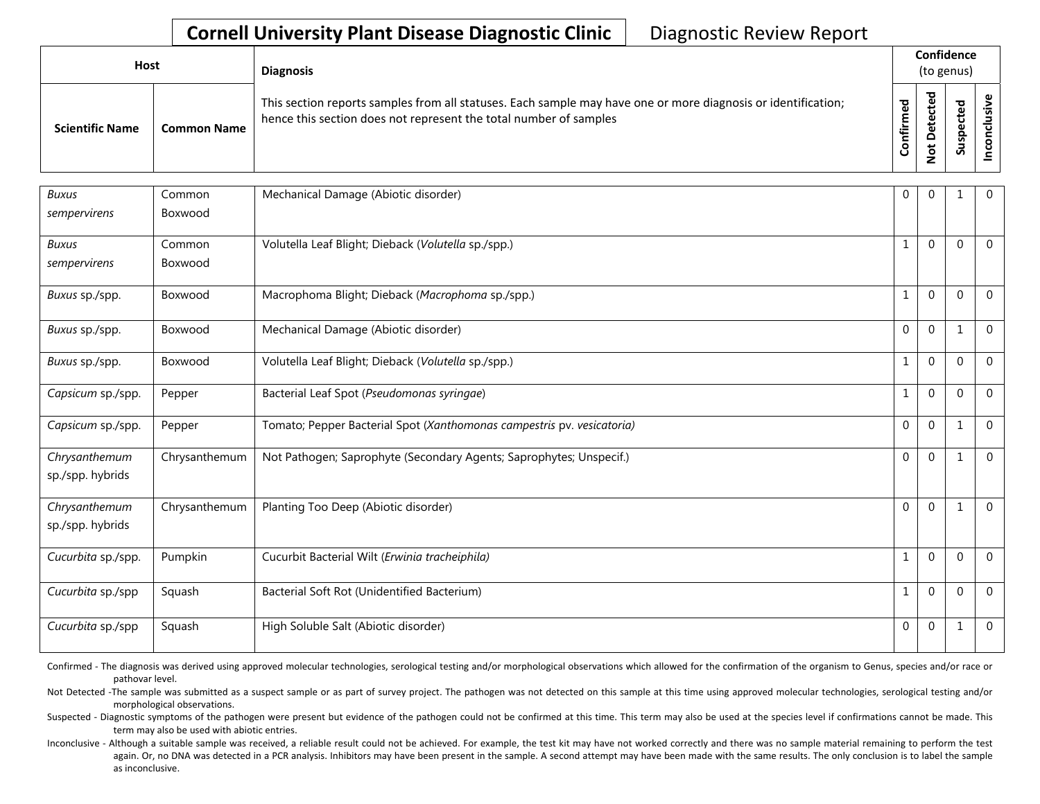# Cornell University Plant Disease Diagnostic Clinic

Diagnostic Review Report

| Host | | Diagnosis | Confidence (to genus) | | | |
|---|---|---|---|---|---|---|
| **Scientific Name** | **Common Name** | This section reports samples from all statuses. Each sample may have one or more diagnosis or identification; hence this section does not represent the total number of samples | **Confirmed** | **Not Detected** | **Suspected** | **Inconclusive** |
| *Buxus sempervirens* | Common Boxwood | Mechanical Damage (Abiotic disorder) | 0 | 0 | 1 | 0 |
| *Buxus sempervirens* | Common Boxwood | Volutella Leaf Blight; Dieback (*Volutella* sp./spp.) | 1 | 0 | 0 | 0 |
| *Buxus* sp./spp. | Boxwood | Macrophoma Blight; Dieback (*Macrophoma* sp./spp.) | 1 | 0 | 0 | 0 |
| *Buxus* sp./spp. | Boxwood | Mechanical Damage (Abiotic disorder) | 0 | 0 | 1 | 0 |
| *Buxus* sp./spp. | Boxwood | Volutella Leaf Blight; Dieback (*Volutella* sp./spp.) | 1 | 0 | 0 | 0 |
| *Capsicum* sp./spp. | Pepper | Bacterial Leaf Spot (*Pseudomonas syringae*) | 1 | 0 | 0 | 0 |
| *Capsicum* sp./spp. | Pepper | Tomato; Pepper Bacterial Spot (*Xanthomonas campestris* pv. *vesicatoria)* | 0 | 0 | 1 | 0 |
| *Chrysanthemum* sp./spp. hybrids | Chrysanthemum | Not Pathogen; Saprophyte (Secondary Agents; Saprophytes; Unspecif.) | 0 | 0 | 1 | 0 |
| *Chrysanthemum* sp./spp. hybrids | Chrysanthemum | Planting Too Deep (Abiotic disorder) | 0 | 0 | 1 | 0 |
| *Cucurbita* sp./spp. | Pumpkin | Cucurbit Bacterial Wilt (*Erwinia tracheiphila)* | 1 | 0 | 0 | 0 |
| *Cucurbita* sp./spp | Squash | Bacterial Soft Rot (Unidentified Bacterium) | 1 | 0 | 0 | 0 |
| *Cucurbita* sp./spp | Squash | High Soluble Salt (Abiotic disorder) | 0 | 0 | 1 | 0 |

Confirmed - The diagnosis was derived using approved molecular technologies, serological testing and/or morphological observations which allowed for the confirmation of the organism to Genus, species and/or race or pathovar level.

Not Detected -The sample was submitted as a suspect sample or as part of survey project. The pathogen was not detected on this sample at this time using approved molecular technologies, serological testing and/or morphological observations.

Suspected - Diagnostic symptoms of the pathogen were present but evidence of the pathogen could not be confirmed at this time. This term may also be used at the species level if confirmations cannot be made. This term may also be used with abiotic entries.

Inconclusive - Although a suitable sample was received, a reliable result could not be achieved. For example, the test kit may have not worked correctly and there was no sample material remaining to perform the test again. Or, no DNA was detected in a PCR analysis. Inhibitors may have been present in the sample. A second attempt may have been made with the same results. The only conclusion is to label the sample as inconclusive.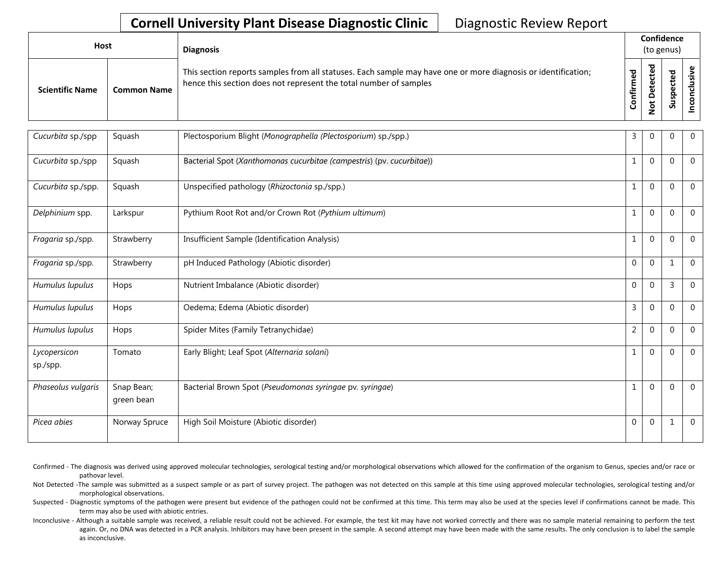# Cornell University Plant Disease Diagnostic Clinic

Diagnostic Review Report

| Host | | Diagnosis | Confidence (to genus) | | | |
|---|---|---|---|---|---|---|
| **Scientific Name** | **Common Name** | This section reports samples from all statuses. Each sample may have one or more diagnosis or identification; hence this section does not represent the total number of samples | **Confirmed** | **Not Detected** | **Suspected** | **Inconclusive** |
| *Cucurbita* sp./spp | Squash | Plectosporium Blight (*Monographella (Plectosporium)* sp./spp.) | 3 | 0 | 0 | 0 |
| *Cucurbita* sp./spp | Squash | Bacterial Spot (*Xanthomonas cucurbitae (campestris)* (pv. *cucurbitae*)) | 1 | 0 | 0 | 0 |
| *Cucurbita* sp./spp. | Squash | Unspecified pathology (*Rhizoctonia* sp./spp.) | 1 | 0 | 0 | 0 |
| *Delphinium* spp. | Larkspur | Pythium Root Rot and/or Crown Rot (*Pythium ultimum*) | 1 | 0 | 0 | 0 |
| *Fragaria* sp./spp. | Strawberry | Insufficient Sample (Identification Analysis) | 1 | 0 | 0 | 0 |
| *Fragaria* sp./spp. | Strawberry | pH Induced Pathology (Abiotic disorder) | 0 | 0 | 1 | 0 |
| *Humulus lupulus* | Hops | Nutrient Imbalance (Abiotic disorder) | 0 | 0 | 3 | 0 |
| *Humulus lupulus* | Hops | Oedema; Edema (Abiotic disorder) | 3 | 0 | 0 | 0 |
| *Humulus lupulus* | Hops | Spider Mites (Family Tetranychidae) | 2 | 0 | 0 | 0 |
| *Lycopersicon* sp./spp. | Tomato | Early Blight; Leaf Spot (*Alternaria solani*) | 1 | 0 | 0 | 0 |
| *Phaseolus vulgaris* | Snap Bean; green bean | Bacterial Brown Spot (*Pseudomonas syringae* pv. *syringae*) | 1 | 0 | 0 | 0 |
| *Picea abies* | Norway Spruce | High Soil Moisture (Abiotic disorder) | 0 | 0 | 1 | 0 |

Confirmed - The diagnosis was derived using approved molecular technologies, serological testing and/or morphological observations which allowed for the confirmation of the organism to Genus, species and/or race or pathovar level.

Not Detected -The sample was submitted as a suspect sample or as part of survey project. The pathogen was not detected on this sample at this time using approved molecular technologies, serological testing and/or morphological observations.

Suspected - Diagnostic symptoms of the pathogen were present but evidence of the pathogen could not be confirmed at this time. This term may also be used at the species level if confirmations cannot be made. This term may also be used with abiotic entries.

Inconclusive - Although a suitable sample was received, a reliable result could not be achieved. For example, the test kit may have not worked correctly and there was no sample material remaining to perform the test again. Or, no DNA was detected in a PCR analysis. Inhibitors may have been present in the sample. A second attempt may have been made with the same results. The only conclusion is to label the sample as inconclusive.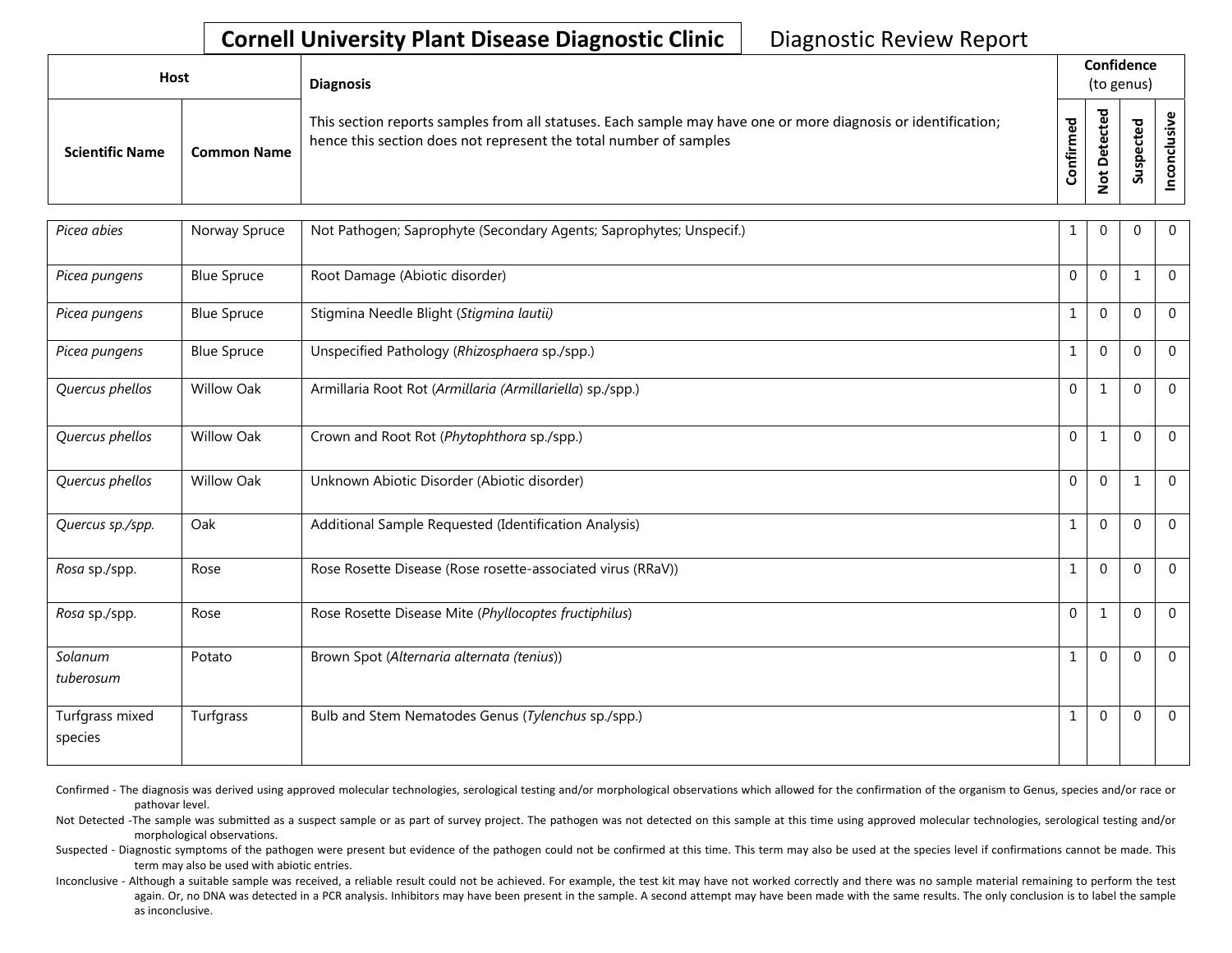**Cornell University Plant Disease Diagnostic Clinic** Diagnostic Review Report

| Host | | Diagnosis | Confidence (to genus) | | | |
|---|---|---|---|---|---|---|
| **Scientific Name** | **Common Name** | This section reports samples from all statuses. Each sample may have one or more diagnosis or identification; hence this section does not represent the total number of samples | **Confirmed** | **Not Detected** | **Suspected** | **Inconclusive** |
| *Picea abies* | Norway Spruce | Not Pathogen; Saprophyte (Secondary Agents; Saprophytes; Unspecif.) | 1 | 0 | 0 | 0 |
| *Picea pungens* | Blue Spruce | Root Damage (Abiotic disorder) | 0 | 0 | 1 | 0 |
| *Picea pungens* | Blue Spruce | Stigmina Needle Blight (*Stigmina lautii)* | 1 | 0 | 0 | 0 |
| *Picea pungens* | Blue Spruce | Unspecified Pathology (*Rhizosphaera* sp./spp.) | 1 | 0 | 0 | 0 |
| *Quercus phellos* | Willow Oak | Armillaria Root Rot (*Armillaria (Armillariella*) sp./spp.) | 0 | 1 | 0 | 0 |
| *Quercus phellos* | Willow Oak | Crown and Root Rot (*Phytophthora* sp./spp.) | 0 | 1 | 0 | 0 |
| *Quercus phellos* | Willow Oak | Unknown Abiotic Disorder (Abiotic disorder) | 0 | 0 | 1 | 0 |
| *Quercus sp./spp.* | Oak | Additional Sample Requested (Identification Analysis) | 1 | 0 | 0 | 0 |
| *Rosa* sp./spp. | Rose | Rose Rosette Disease (Rose rosette-associated virus (RRaV)) | 1 | 0 | 0 | 0 |
| *Rosa* sp./spp. | Rose | Rose Rosette Disease Mite (*Phyllocoptes fructiphilus*) | 0 | 1 | 0 | 0 |
| *Solanum tuberosum* | Potato | Brown Spot (*Alternaria alternata (tenius)*) | 1 | 0 | 0 | 0 |
| Turfgrass mixed species | Turfgrass | Bulb and Stem Nematodes Genus (*Tylenchus* sp./spp.) | 1 | 0 | 0 | 0 |

Confirmed - The diagnosis was derived using approved molecular technologies, serological testing and/or morphological observations which allowed for the confirmation of the organism to Genus, species and/or race or pathovar level.

Not Detected -The sample was submitted as a suspect sample or as part of survey project. The pathogen was not detected on this sample at this time using approved molecular technologies, serological testing and/or morphological observations.

Suspected - Diagnostic symptoms of the pathogen were present but evidence of the pathogen could not be confirmed at this time. This term may also be used at the species level if confirmations cannot be made. This term may also be used with abiotic entries.

Inconclusive - Although a suitable sample was received, a reliable result could not be achieved. For example, the test kit may have not worked correctly and there was no sample material remaining to perform the test again. Or, no DNA was detected in a PCR analysis. Inhibitors may have been present in the sample. A second attempt may have been made with the same results. The only conclusion is to label the sample as inconclusive.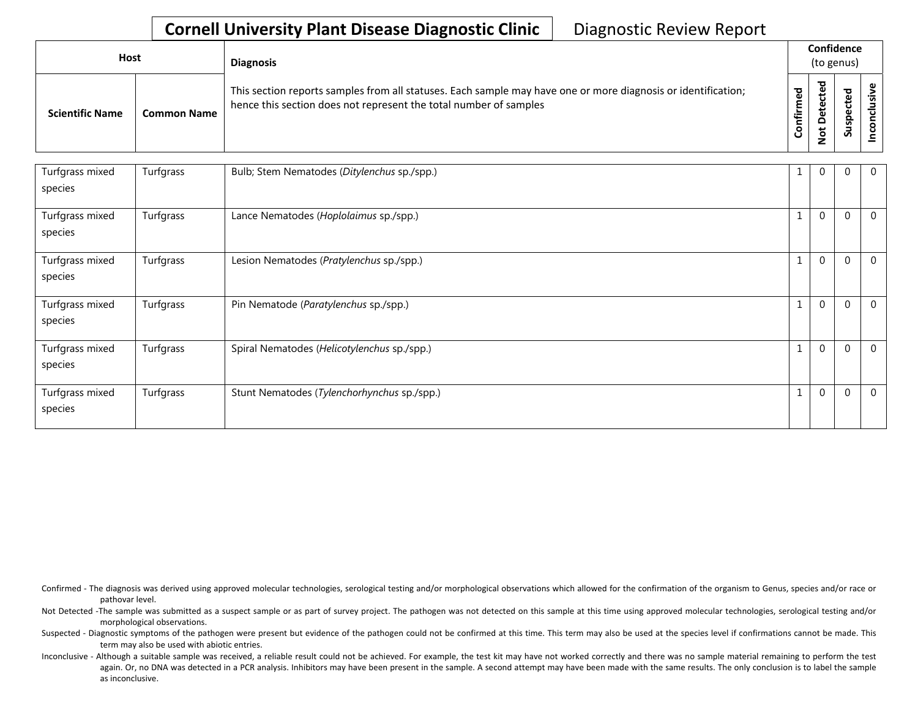**Cornell University Plant Disease Diagnostic Clinic** Diagnostic Review Report

| Host | | Diagnosis | Confidence (to genus) | | | |
|---|---|---|---|---|---|---|
| **Scientific Name** | **Common Name** | This section reports samples from all statuses. Each sample may have one or more diagnosis or identification; hence this section does not represent the total number of samples | **Confirmed** | **Not Detected** | **Suspected** | **Inconclusive** |
| Turfgrass mixed species | Turfgrass | Bulb; Stem Nematodes (*Ditylenchus* sp./spp.) | 1 | 0 | 0 | 0 |
| Turfgrass mixed species | Turfgrass | Lance Nematodes (*Hoplolaimus* sp./spp.) | 1 | 0 | 0 | 0 |
| Turfgrass mixed species | Turfgrass | Lesion Nematodes (*Pratylenchus* sp./spp.) | 1 | 0 | 0 | 0 |
| Turfgrass mixed species | Turfgrass | Pin Nematode (*Paratylenchus* sp./spp.) | 1 | 0 | 0 | 0 |
| Turfgrass mixed species | Turfgrass | Spiral Nematodes (*Helicotylenchus* sp./spp.) | 1 | 0 | 0 | 0 |
| Turfgrass mixed species | Turfgrass | Stunt Nematodes (*Tylenchorhynchus* sp./spp.) | 1 | 0 | 0 | 0 |

Confirmed - The diagnosis was derived using approved molecular technologies, serological testing and/or morphological observations which allowed for the confirmation of the organism to Genus, species and/or race or pathovar level.

Not Detected -The sample was submitted as a suspect sample or as part of survey project. The pathogen was not detected on this sample at this time using approved molecular technologies, serological testing and/or morphological observations.

Suspected - Diagnostic symptoms of the pathogen were present but evidence of the pathogen could not be confirmed at this time. This term may also be used at the species level if confirmations cannot be made. This term may also be used with abiotic entries.

Inconclusive - Although a suitable sample was received, a reliable result could not be achieved. For example, the test kit may have not worked correctly and there was no sample material remaining to perform the test again. Or, no DNA was detected in a PCR analysis. Inhibitors may have been present in the sample. A second attempt may have been made with the same results. The only conclusion is to label the sample as inconclusive.